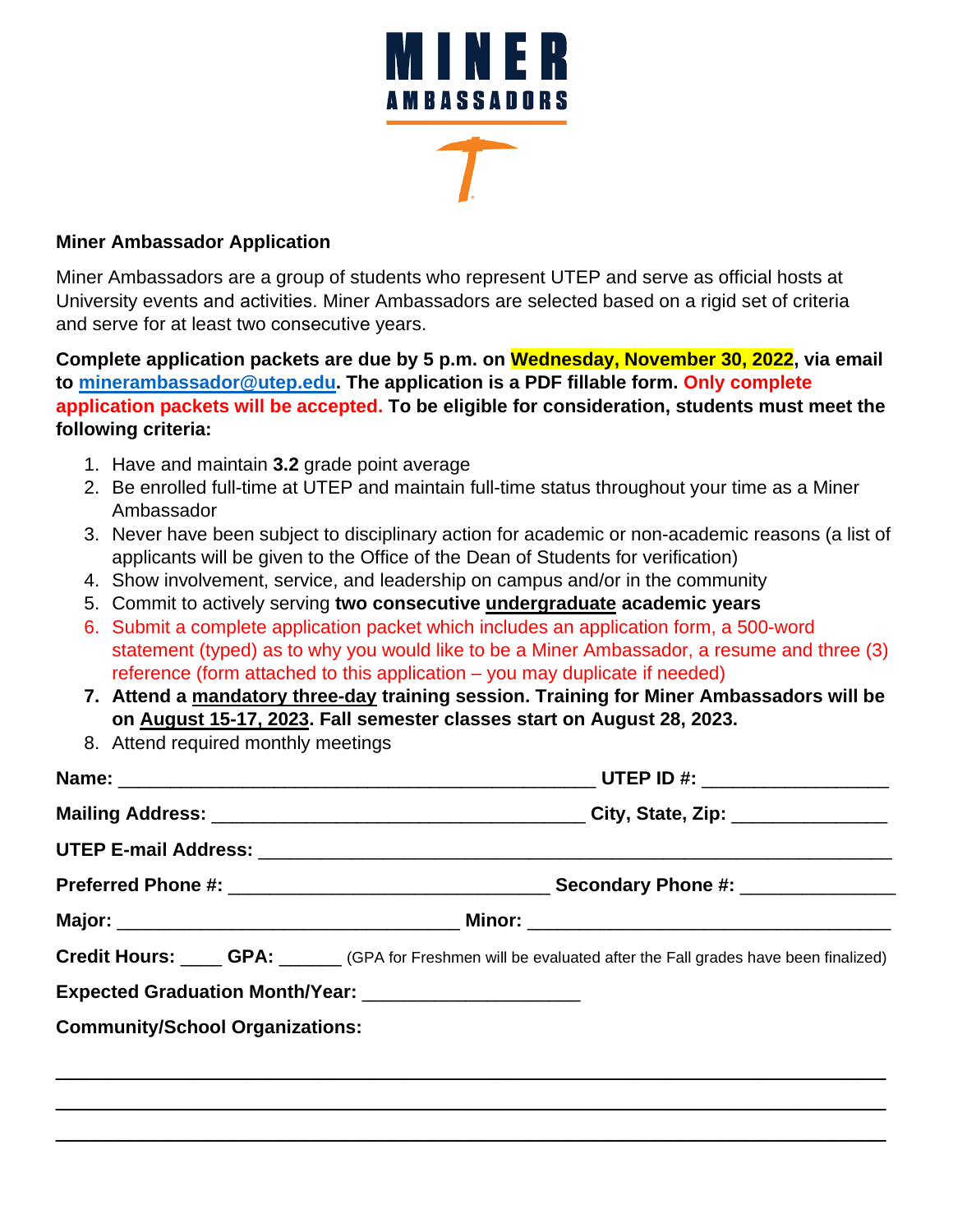# MINER AMBASSADORS

**Miner Ambassador Application**

Miner Ambassadors are a group of students who represent UTEP and serve as official hosts at University events and activities. Miner Ambassadors are selected based on a rigid set of criteria and serve for at least two consecutive years.

**Complete application packets are due by 5 p.m. on Wednesday, November 30, 2022, via email to minerambassador@utep.edu. The application is a PDF fillable form. Only complete application packets will be accepted. To be eligible for consideration, students must meet the following criteria:**

1. Have and maintain **3.2** grade point average
2. Be enrolled full-time at UTEP and maintain full-time status throughout your time as a Miner Ambassador
3. Never have been subject to disciplinary action for academic or non-academic reasons (a list of applicants will be given to the Office of the Dean of Students for verification)
4. Show involvement, service, and leadership on campus and/or in the community
5. Commit to actively serving **two consecutive undergraduate academic years**
6. Submit a complete application packet which includes an application form, a 500-word statement (typed) as to why you would like to be a Miner Ambassador, a resume and three (3) reference (form attached to this application – you may duplicate if needed)
7. **Attend a mandatory three-day training session. Training for Miner Ambassadors will be on August 15-17, 2023. Fall semester classes start on August 28, 2023.**
8. Attend required monthly meetings

**Name:** ______________________________________________ **UTEP ID #:** _________________

**Mailing Address:** ___________________________________ **City, State, Zip:** _______________

**UTEP E-mail Address:** _____________________________________________________________

**Preferred Phone #:** ______________________________ **Secondary Phone #:** _______________

**Major:** _________________________________ **Minor:** ___________________________________

**Credit Hours:** ____ **GPA:** ______ (GPA for Freshmen will be evaluated after the Fall grades have been finalized)

**Expected Graduation Month/Year:** ____________________

**Community/School Organizations:**

_______________________________________________________________________________

_______________________________________________________________________________

_______________________________________________________________________________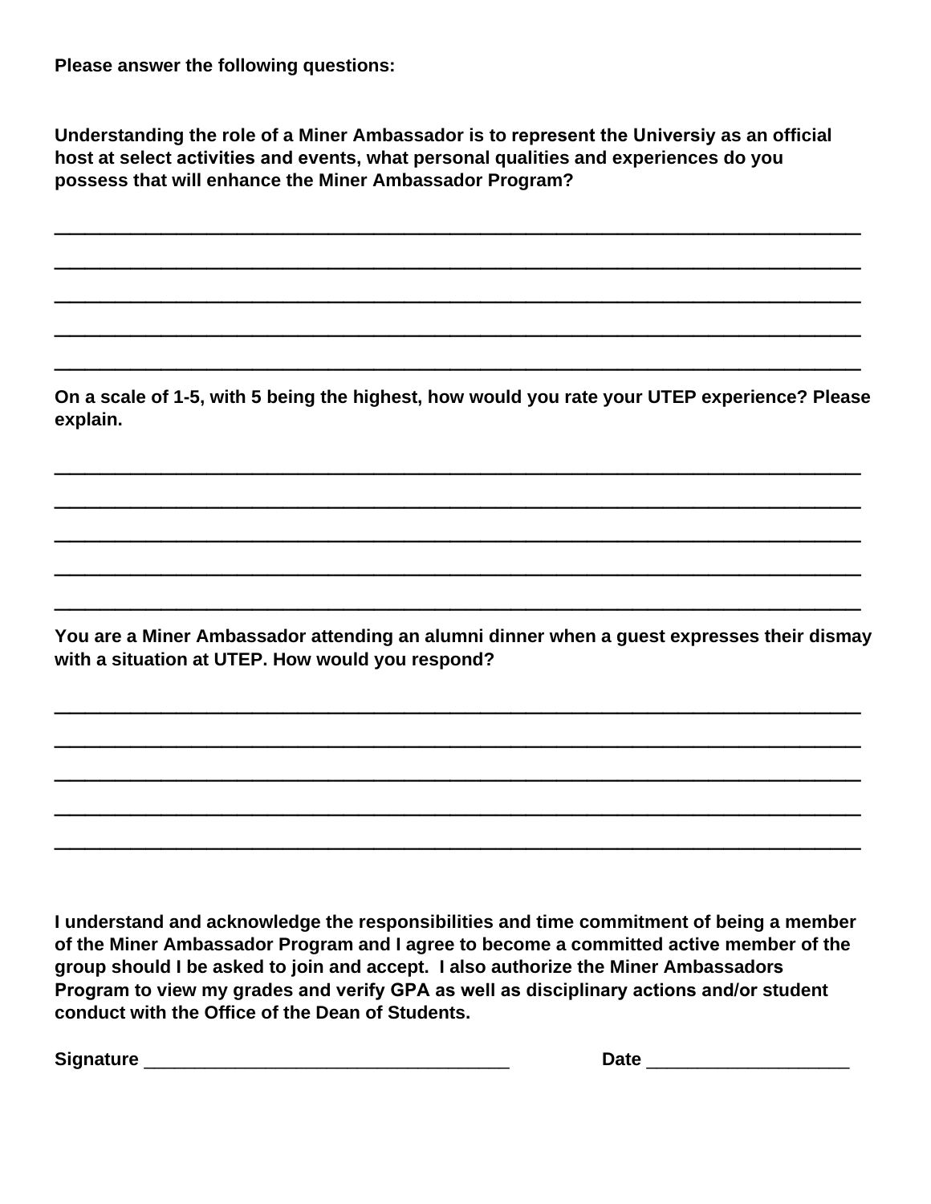**Please answer the following questions:**

**Understanding the role of a Miner Ambassador is to represent the Universiy as an official host at select activities and events, what personal qualities and experiences do you possess that will enhance the Miner Ambassador Program?**

______________________________________________________________________________

______________________________________________________________________________

______________________________________________________________________________

______________________________________________________________________________

______________________________________________________________________________

**On a scale of 1-5, with 5 being the highest, how would you rate your UTEP experience? Please explain.**

______________________________________________________________________________

______________________________________________________________________________

______________________________________________________________________________

______________________________________________________________________________

______________________________________________________________________________

**You are a Miner Ambassador attending an alumni dinner when a guest expresses their dismay with a situation at UTEP. How would you respond?**

______________________________________________________________________________

______________________________________________________________________________

______________________________________________________________________________

______________________________________________________________________________

______________________________________________________________________________

**I understand and acknowledge the responsibilities and time commitment of being a member of the Miner Ambassador Program and I agree to become a committed active member of the group should I be asked to join and accept. I also authorize the Miner Ambassadors Program to view my grades and verify GPA as well as disciplinary actions and/or student conduct with the Office of the Dean of Students.**

**Signature** ____________________________________ **Date** ____________________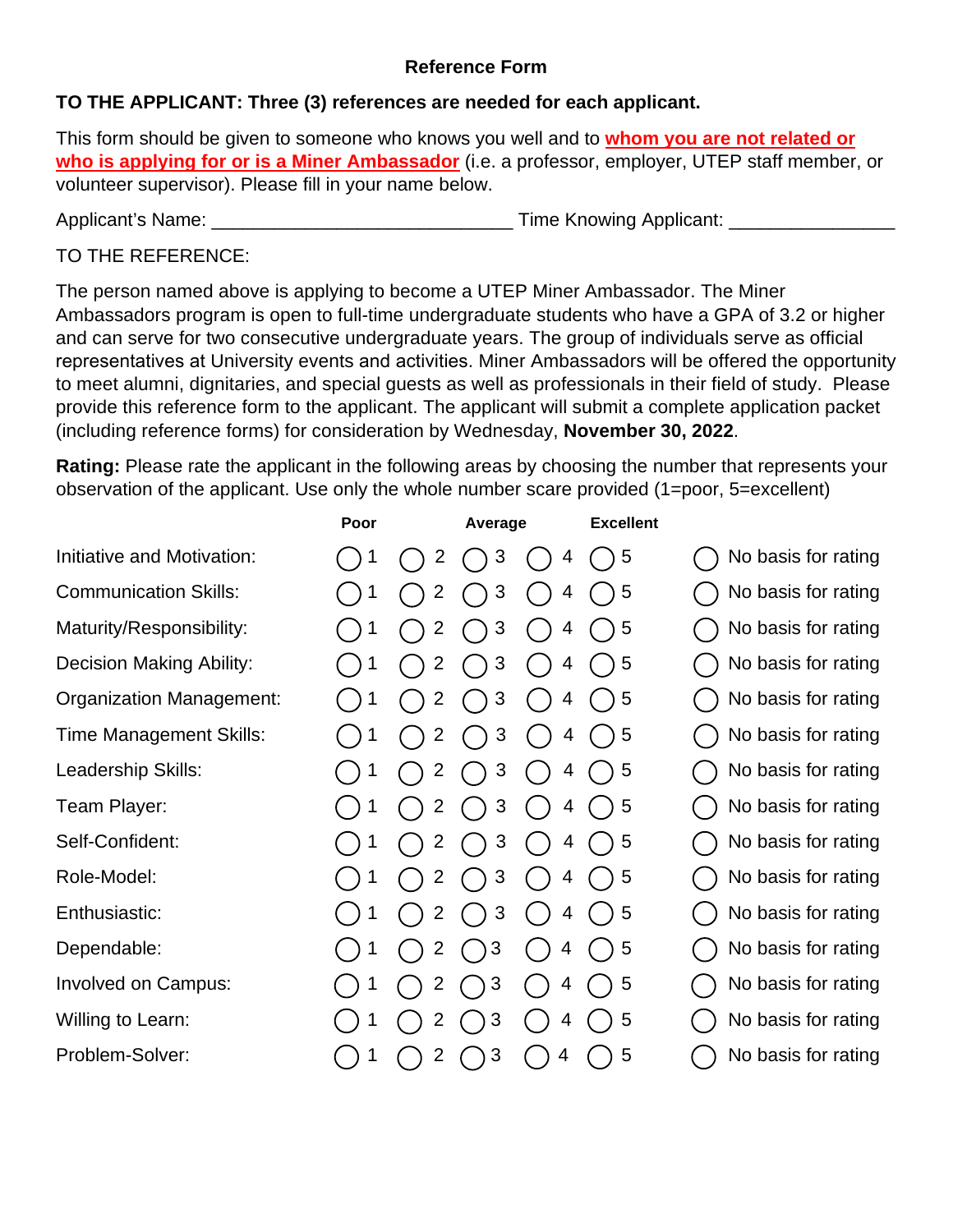# Reference Form

**TO THE APPLICANT: Three (3) references are needed for each applicant.**

This form should be given to someone who knows you well and to **whom you are not related or who is applying for or is a Miner Ambassador** (i.e. a professor, employer, UTEP staff member, or volunteer supervisor). Please fill in your name below.

Applicant's Name: ____________________________ Time Knowing Applicant: ________________

TO THE REFERENCE:

The person named above is applying to become a UTEP Miner Ambassador. The Miner Ambassadors program is open to full-time undergraduate students who have a GPA of 3.2 or higher and can serve for two consecutive undergraduate years. The group of individuals serve as official representatives at University events and activities. Miner Ambassadors will be offered the opportunity to meet alumni, dignitaries, and special guests as well as professionals in their field of study. Please provide this reference form to the applicant. The applicant will submit a complete application packet (including reference forms) for consideration by Wednesday, **November 30, 2022**.

**Rating:** Please rate the applicant in the following areas by choosing the number that represents your observation of the applicant. Use only the whole number scare provided (1=poor, 5=excellent)

| | Poor | | Average | | Excellent | |
|---|---|---|---|---|---|---|
| Initiative and Motivation: | ◯ 1 | ◯ 2 | ◯ 3 | ◯ 4 | ◯ 5 | ◯ No basis for rating |
| Communication Skills: | ◯ 1 | ◯ 2 | ◯ 3 | ◯ 4 | ◯ 5 | ◯ No basis for rating |
| Maturity/Responsibility: | ◯ 1 | ◯ 2 | ◯ 3 | ◯ 4 | ◯ 5 | ◯ No basis for rating |
| Decision Making Ability: | ◯ 1 | ◯ 2 | ◯ 3 | ◯ 4 | ◯ 5 | ◯ No basis for rating |
| Organization Management: | ◯ 1 | ◯ 2 | ◯ 3 | ◯ 4 | ◯ 5 | ◯ No basis for rating |
| Time Management Skills: | ◯ 1 | ◯ 2 | ◯ 3 | ◯ 4 | ◯ 5 | ◯ No basis for rating |
| Leadership Skills: | ◯ 1 | ◯ 2 | ◯ 3 | ◯ 4 | ◯ 5 | ◯ No basis for rating |
| Team Player: | ◯ 1 | ◯ 2 | ◯ 3 | ◯ 4 | ◯ 5 | ◯ No basis for rating |
| Self-Confident: | ◯ 1 | ◯ 2 | ◯ 3 | ◯ 4 | ◯ 5 | ◯ No basis for rating |
| Role-Model: | ◯ 1 | ◯ 2 | ◯ 3 | ◯ 4 | ◯ 5 | ◯ No basis for rating |
| Enthusiastic: | ◯ 1 | ◯ 2 | ◯ 3 | ◯ 4 | ◯ 5 | ◯ No basis for rating |
| Dependable: | ◯ 1 | ◯ 2 | ◯ 3 | ◯ 4 | ◯ 5 | ◯ No basis for rating |
| Involved on Campus: | ◯ 1 | ◯ 2 | ◯ 3 | ◯ 4 | ◯ 5 | ◯ No basis for rating |
| Willing to Learn: | ◯ 1 | ◯ 2 | ◯ 3 | ◯ 4 | ◯ 5 | ◯ No basis for rating |
| Problem-Solver: | ◯ 1 | ◯ 2 | ◯ 3 | ◯ 4 | ◯ 5 | ◯ No basis for rating |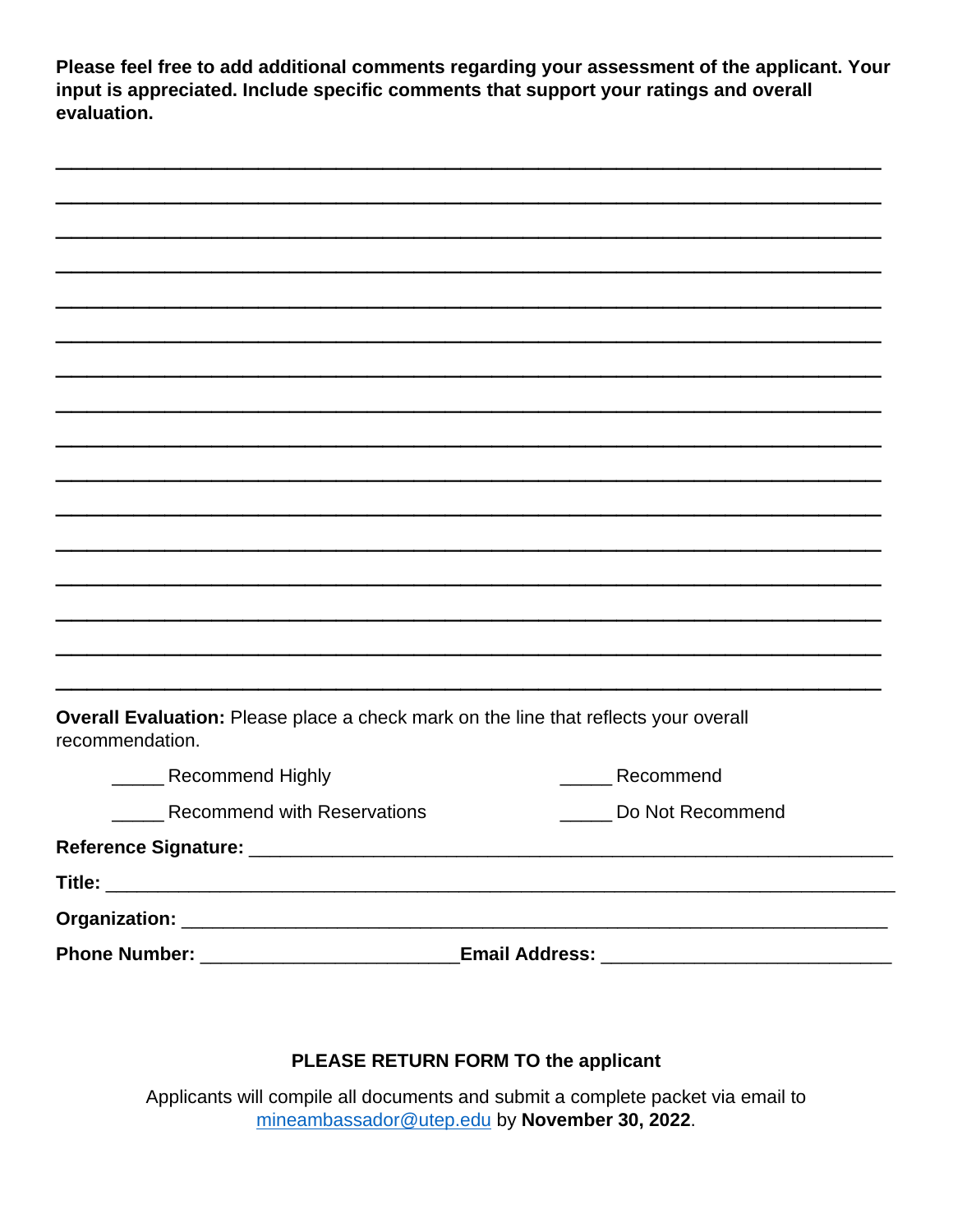**Please feel free to add additional comments regarding your assessment of the applicant. Your input is appreciated. Include specific comments that support your ratings and overall evaluation.**

______________________________________________________________________

______________________________________________________________________

______________________________________________________________________

______________________________________________________________________

______________________________________________________________________

______________________________________________________________________

______________________________________________________________________

______________________________________________________________________

______________________________________________________________________

______________________________________________________________________

______________________________________________________________________

______________________________________________________________________

______________________________________________________________________

______________________________________________________________________

______________________________________________________________________

______________________________________________________________________

**Overall Evaluation:** Please place a check mark on the line that reflects your overall recommendation.

_____ Recommend Highly    _____ Recommend

_____ Recommend with Reservations    _____ Do Not Recommend

**Reference Signature:** ____________________________________________

**Title:** ____________________________________________

**Organization:** ____________________________________________

**Phone Number:** ________________________ **Email Address:** ___________________________

**PLEASE RETURN FORM TO the applicant**

Applicants will compile all documents and submit a complete packet via email to mineambassador@utep.edu by **November 30, 2022**.